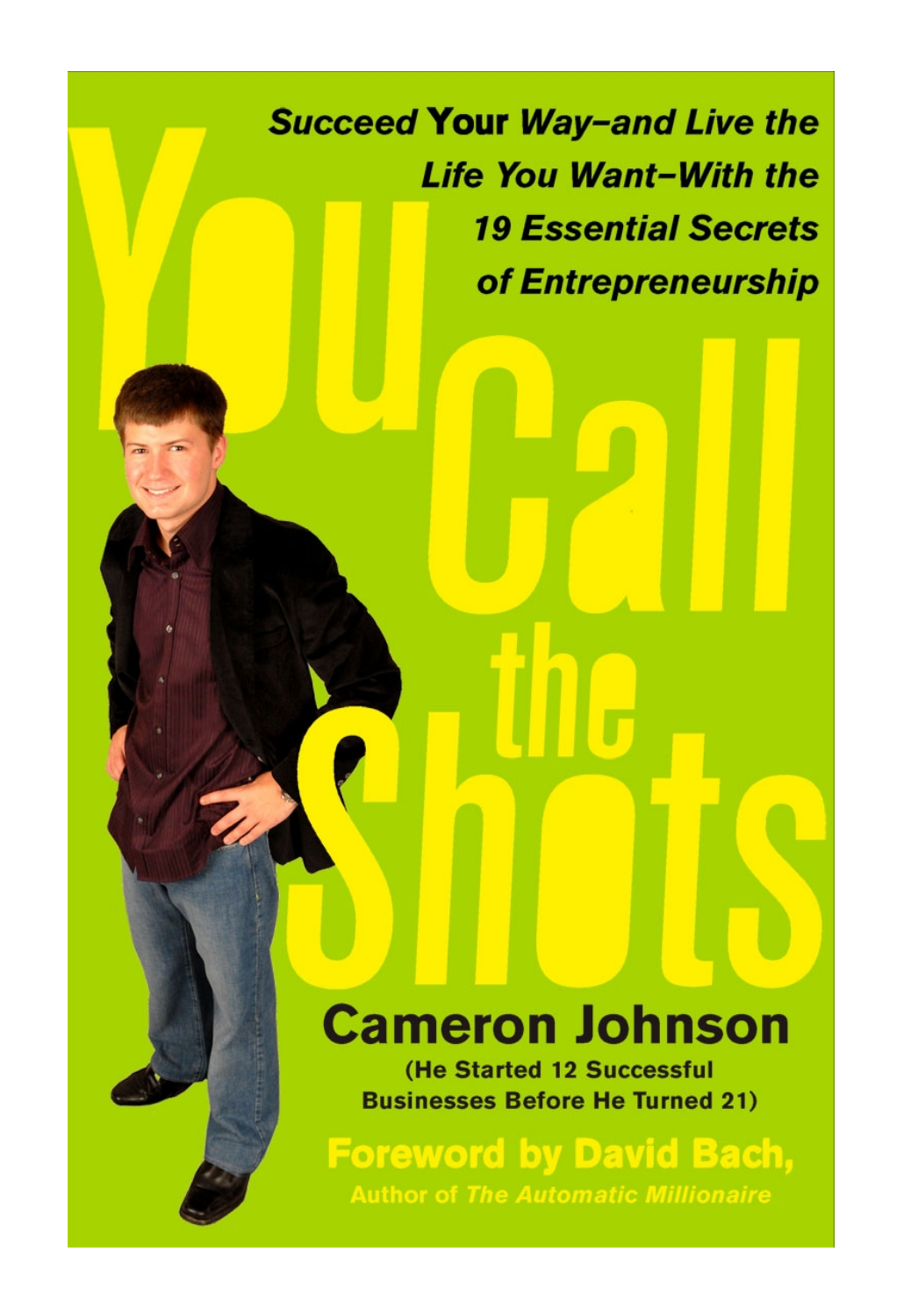*Succeed* **Your** *Way–and Live the Life You Want–With the 19 Essential Secrets of Entrepreneurship*

# You Call the Shots

## Cameron Johnson

**(He Started 12 Successful Businesses Before He Turned 21)**

**Foreword by David Bach,**
**Author of *The Automatic Millionaire***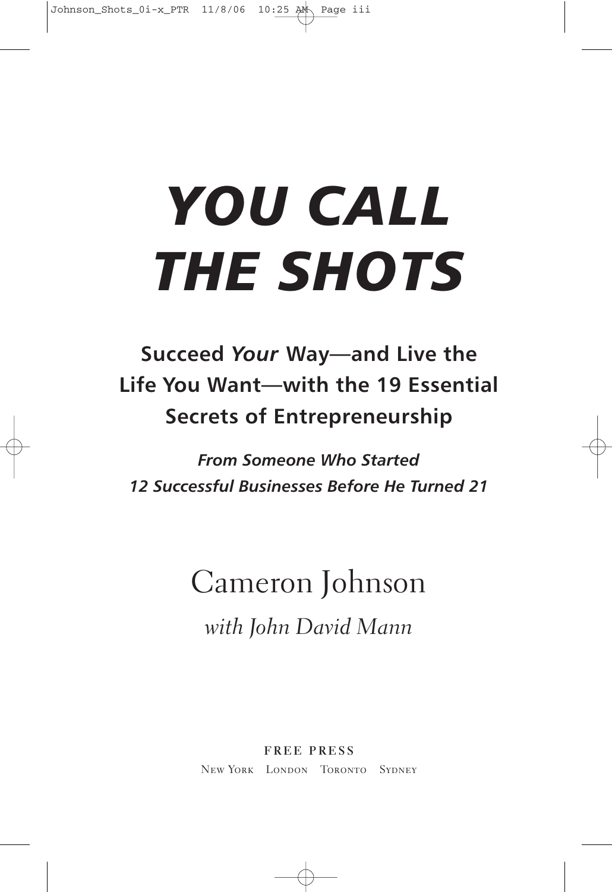# *YOU CALL THE SHOTS*

## Succeed *Your* Way—and Live the Life You Want—with the 19 Essential Secrets of Entrepreneurship

***From Someone Who Started 12 Successful Businesses Before He Turned 21***

Cameron Johnson

*with John David Mann*

FREE PRESS

New York London Toronto Sydney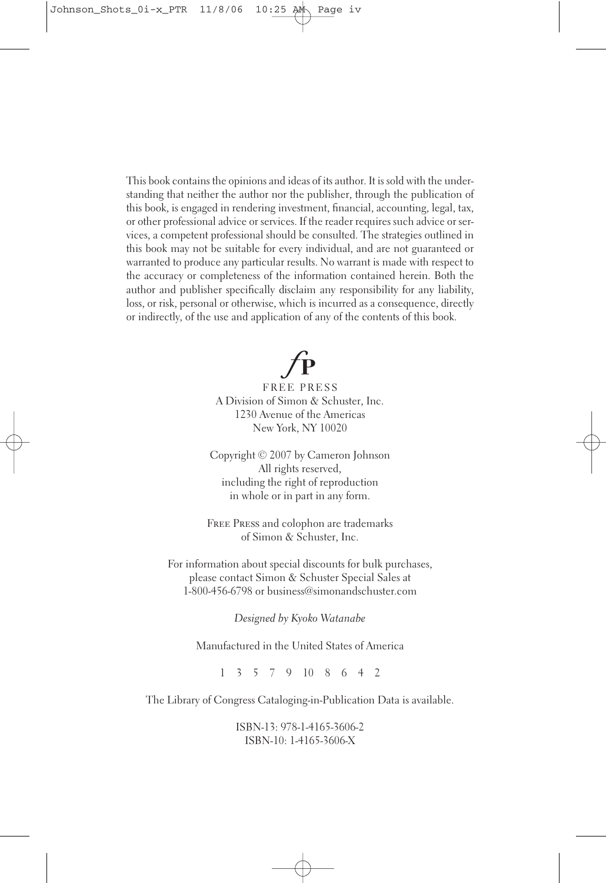This book contains the opinions and ideas of its author. It is sold with the understanding that neither the author nor the publisher, through the publication of this book, is engaged in rendering investment, financial, accounting, legal, tax, or other professional advice or services. If the reader requires such advice or services, a competent professional should be consulted. The strategies outlined in this book may not be suitable for every individual, and are not guaranteed or warranted to produce any particular results. No warrant is made with respect to the accuracy or completeness of the information contained herein. Both the author and publisher specifically disclaim any responsibility for any liability, loss, or risk, personal or otherwise, which is incurred as a consequence, directly or indirectly, of the use and application of any of the contents of this book.

*f*P

FREE PRESS
A Division of Simon & Schuster, Inc.
1230 Avenue of the Americas
New York, NY 10020

Copyright © 2007 by Cameron Johnson
All rights reserved,
including the right of reproduction
in whole or in part in any form.

FREE PRESS and colophon are trademarks
of Simon & Schuster, Inc.

For information about special discounts for bulk purchases,
please contact Simon & Schuster Special Sales at
1-800-456-6798 or business@simonandschuster.com

*Designed by Kyoko Watanabe*

Manufactured in the United States of America

1 3 5 7 9 10 8 6 4 2

The Library of Congress Cataloging-in-Publication Data is available.

ISBN-13: 978-1-4165-3606-2
ISBN-10: 1-4165-3606-X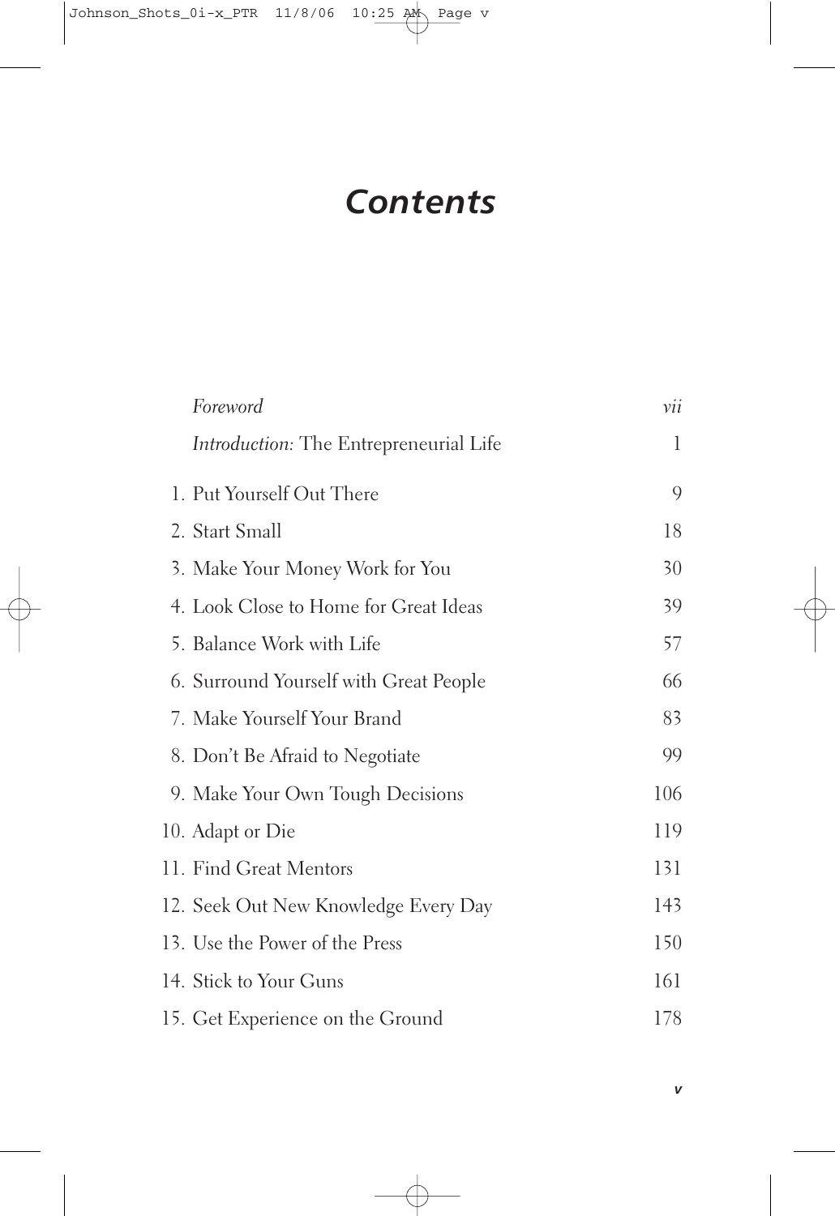# *Contents*

| | |
|---|---|
| *Foreword* | *vii* |
| *Introduction:* The Entrepreneurial Life | 1 |
| 1. Put Yourself Out There | 9 |
| 2. Start Small | 18 |
| 3. Make Your Money Work for You | 30 |
| 4. Look Close to Home for Great Ideas | 39 |
| 5. Balance Work with Life | 57 |
| 6. Surround Yourself with Great People | 66 |
| 7. Make Yourself Your Brand | 83 |
| 8. Don't Be Afraid to Negotiate | 99 |
| 9. Make Your Own Tough Decisions | 106 |
| 10. Adapt or Die | 119 |
| 11. Find Great Mentors | 131 |
| 12. Seek Out New Knowledge Every Day | 143 |
| 13. Use the Power of the Press | 150 |
| 14. Stick to Your Guns | 161 |
| 15. Get Experience on the Ground | 178 |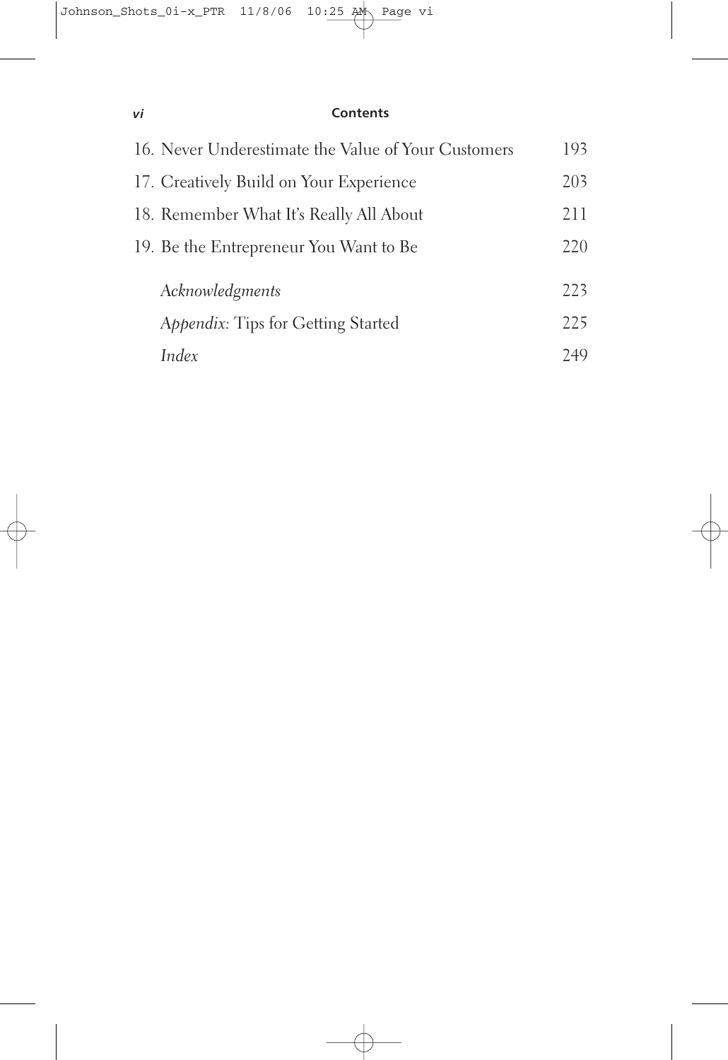16. Never Underestimate the Value of Your Customers 193
17. Creatively Build on Your Experience 203
18. Remember What It's Really All About 211
19. Be the Entrepreneur You Want to Be 220

*Acknowledgments* 223

*Appendix*: Tips for Getting Started 225

*Index* 249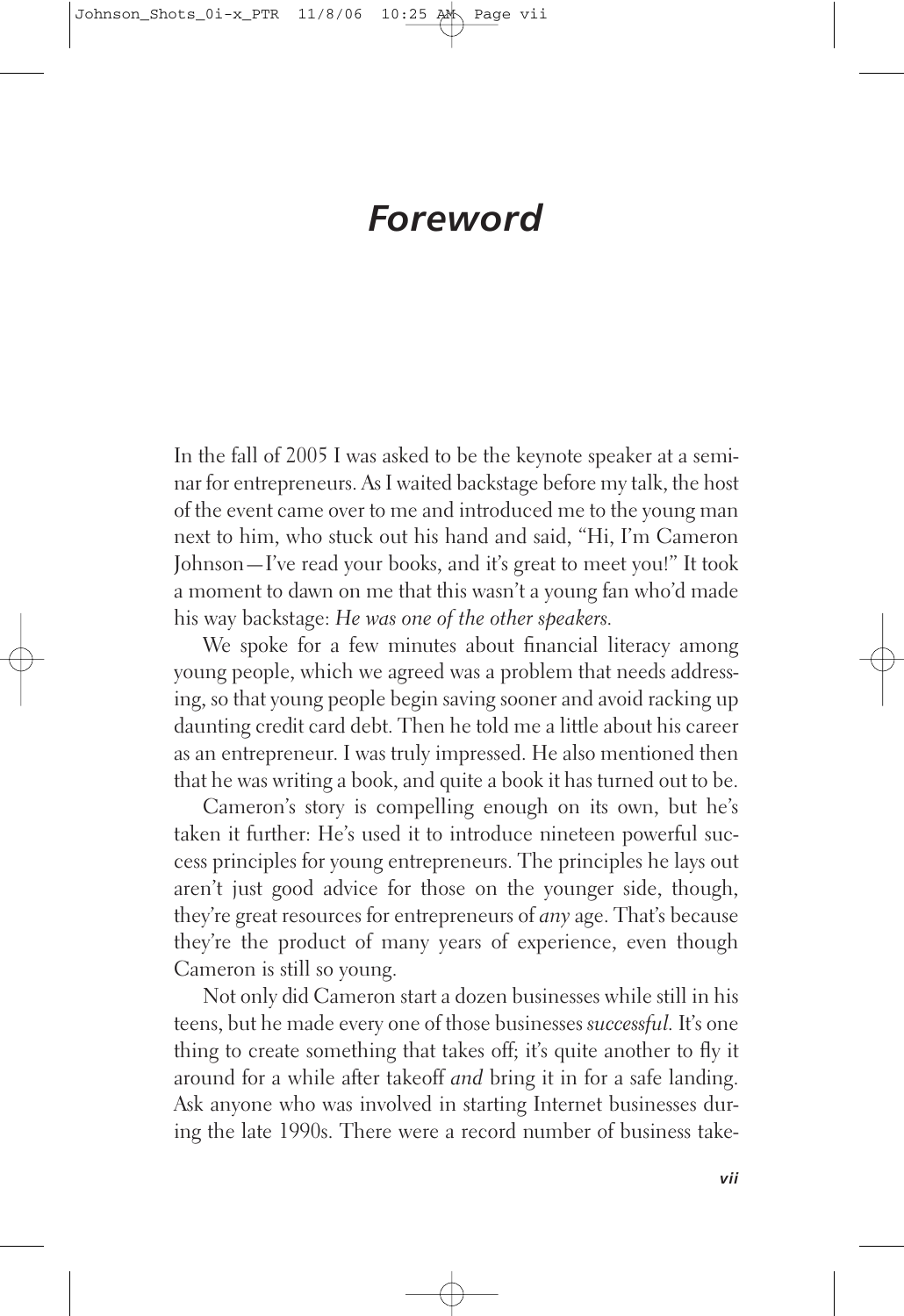# *Foreword*

In the fall of 2005 I was asked to be the keynote speaker at a seminar for entrepreneurs. As I waited backstage before my talk, the host of the event came over to me and introduced me to the young man next to him, who stuck out his hand and said, "Hi, I'm Cameron Johnson—I've read your books, and it's great to meet you!" It took a moment to dawn on me that this wasn't a young fan who'd made his way backstage: *He was one of the other speakers.*

We spoke for a few minutes about financial literacy among young people, which we agreed was a problem that needs addressing, so that young people begin saving sooner and avoid racking up daunting credit card debt. Then he told me a little about his career as an entrepreneur. I was truly impressed. He also mentioned then that he was writing a book, and quite a book it has turned out to be.

Cameron's story is compelling enough on its own, but he's taken it further: He's used it to introduce nineteen powerful success principles for young entrepreneurs. The principles he lays out aren't just good advice for those on the younger side, though, they're great resources for entrepreneurs of *any* age. That's because they're the product of many years of experience, even though Cameron is still so young.

Not only did Cameron start a dozen businesses while still in his teens, but he made every one of those businesses *successful*. It's one thing to create something that takes off; it's quite another to fly it around for a while after takeoff *and* bring it in for a safe landing. Ask anyone who was involved in starting Internet businesses during the late 1990s. There were a record number of business take-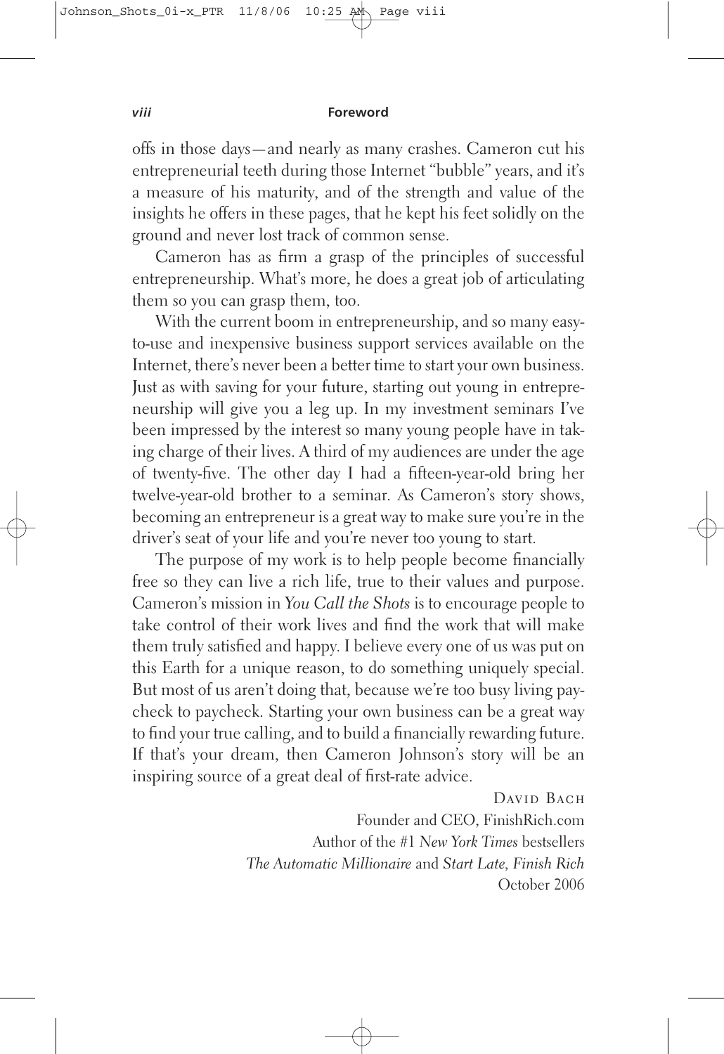offs in those days—and nearly as many crashes. Cameron cut his entrepreneurial teeth during those Internet "bubble" years, and it's a measure of his maturity, and of the strength and value of the insights he offers in these pages, that he kept his feet solidly on the ground and never lost track of common sense.

Cameron has as firm a grasp of the principles of successful entrepreneurship. What's more, he does a great job of articulating them so you can grasp them, too.

With the current boom in entrepreneurship, and so many easy-to-use and inexpensive business support services available on the Internet, there's never been a better time to start your own business. Just as with saving for your future, starting out young in entrepreneurship will give you a leg up. In my investment seminars I've been impressed by the interest so many young people have in taking charge of their lives. A third of my audiences are under the age of twenty-five. The other day I had a fifteen-year-old bring her twelve-year-old brother to a seminar. As Cameron's story shows, becoming an entrepreneur is a great way to make sure you're in the driver's seat of your life and you're never too young to start.

The purpose of my work is to help people become financially free so they can live a rich life, true to their values and purpose. Cameron's mission in *You Call the Shots* is to encourage people to take control of their work lives and find the work that will make them truly satisfied and happy. I believe every one of us was put on this Earth for a unique reason, to do something uniquely special. But most of us aren't doing that, because we're too busy living paycheck to paycheck. Starting your own business can be a great way to find your true calling, and to build a financially rewarding future. If that's your dream, then Cameron Johnson's story will be an inspiring source of a great deal of first-rate advice.

David Bach
Founder and CEO, FinishRich.com
Author of the #1 *New York Times* bestsellers
*The Automatic Millionaire* and *Start Late, Finish Rich*
October 2006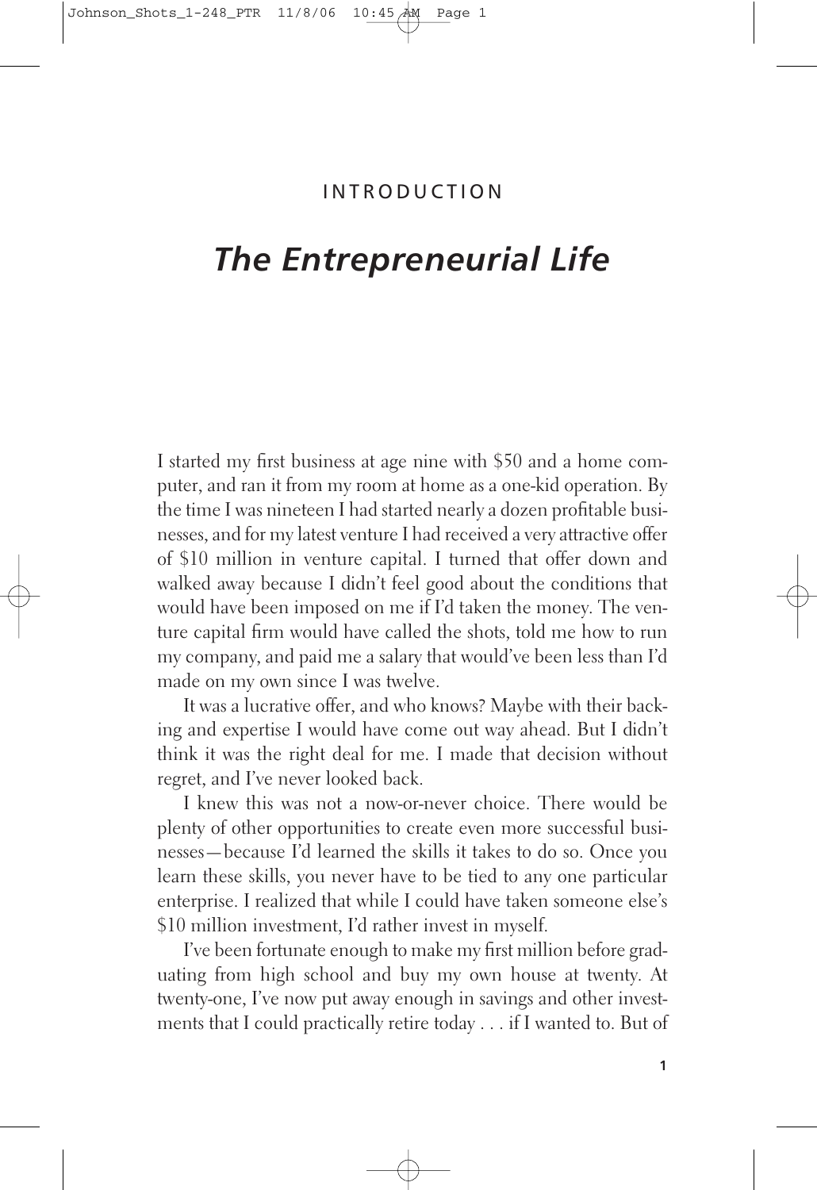INTRODUCTION

# *The Entrepreneurial Life*

I started my first business at age nine with $50 and a home computer, and ran it from my room at home as a one-kid operation. By the time I was nineteen I had started nearly a dozen profitable businesses, and for my latest venture I had received a very attractive offer of $10 million in venture capital. I turned that offer down and walked away because I didn't feel good about the conditions that would have been imposed on me if I'd taken the money. The venture capital firm would have called the shots, told me how to run my company, and paid me a salary that would've been less than I'd made on my own since I was twelve.

It was a lucrative offer, and who knows? Maybe with their backing and expertise I would have come out way ahead. But I didn't think it was the right deal for me. I made that decision without regret, and I've never looked back.

I knew this was not a now-or-never choice. There would be plenty of other opportunities to create even more successful businesses—because I'd learned the skills it takes to do so. Once you learn these skills, you never have to be tied to any one particular enterprise. I realized that while I could have taken someone else's $10 million investment, I'd rather invest in myself.

I've been fortunate enough to make my first million before graduating from high school and buy my own house at twenty. At twenty-one, I've now put away enough in savings and other investments that I could practically retire today . . . if I wanted to. But of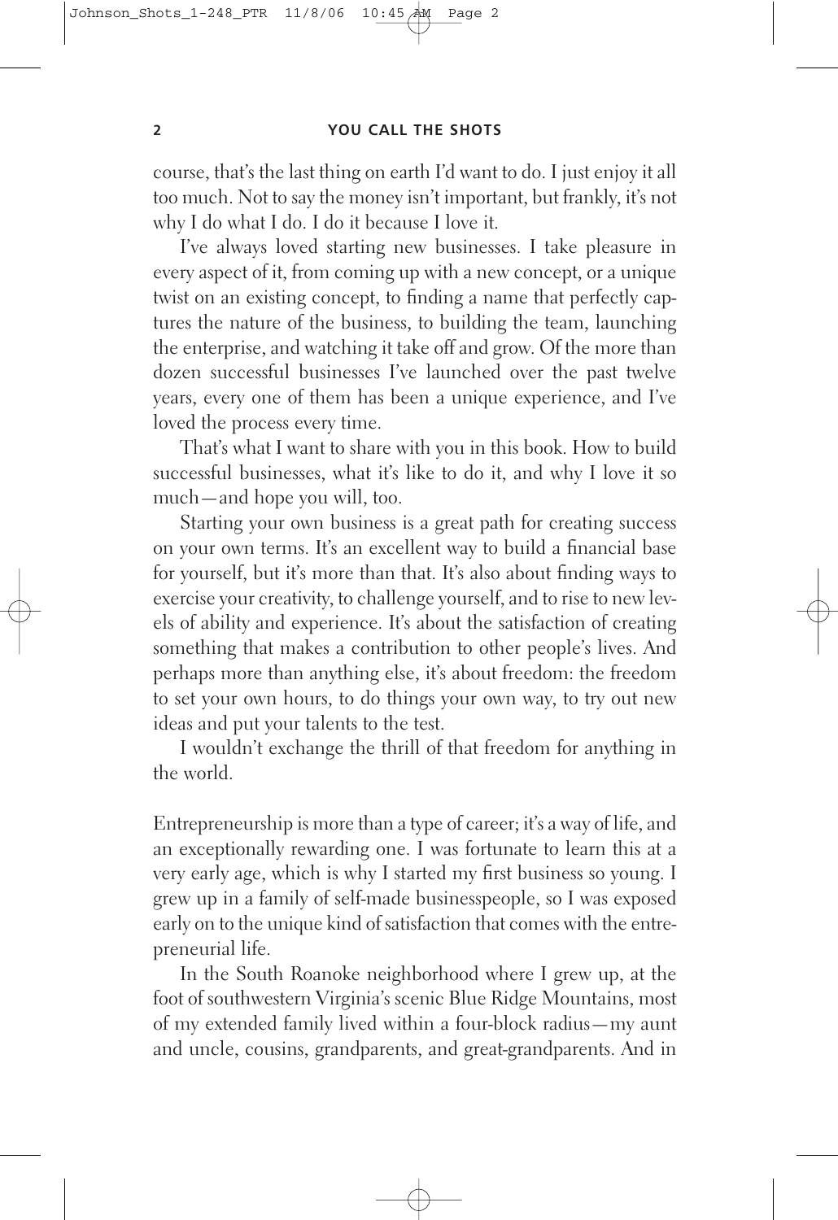course, that's the last thing on earth I'd want to do. I just enjoy it all too much. Not to say the money isn't important, but frankly, it's not why I do what I do. I do it because I love it.

I've always loved starting new businesses. I take pleasure in every aspect of it, from coming up with a new concept, or a unique twist on an existing concept, to finding a name that perfectly captures the nature of the business, to building the team, launching the enterprise, and watching it take off and grow. Of the more than dozen successful businesses I've launched over the past twelve years, every one of them has been a unique experience, and I've loved the process every time.

That's what I want to share with you in this book. How to build successful businesses, what it's like to do it, and why I love it so much—and hope you will, too.

Starting your own business is a great path for creating success on your own terms. It's an excellent way to build a financial base for yourself, but it's more than that. It's also about finding ways to exercise your creativity, to challenge yourself, and to rise to new levels of ability and experience. It's about the satisfaction of creating something that makes a contribution to other people's lives. And perhaps more than anything else, it's about freedom: the freedom to set your own hours, to do things your own way, to try out new ideas and put your talents to the test.

I wouldn't exchange the thrill of that freedom for anything in the world.

Entrepreneurship is more than a type of career; it's a way of life, and an exceptionally rewarding one. I was fortunate to learn this at a very early age, which is why I started my first business so young. I grew up in a family of self-made businesspeople, so I was exposed early on to the unique kind of satisfaction that comes with the entrepreneurial life.

In the South Roanoke neighborhood where I grew up, at the foot of southwestern Virginia's scenic Blue Ridge Mountains, most of my extended family lived within a four-block radius—my aunt and uncle, cousins, grandparents, and great-grandparents. And in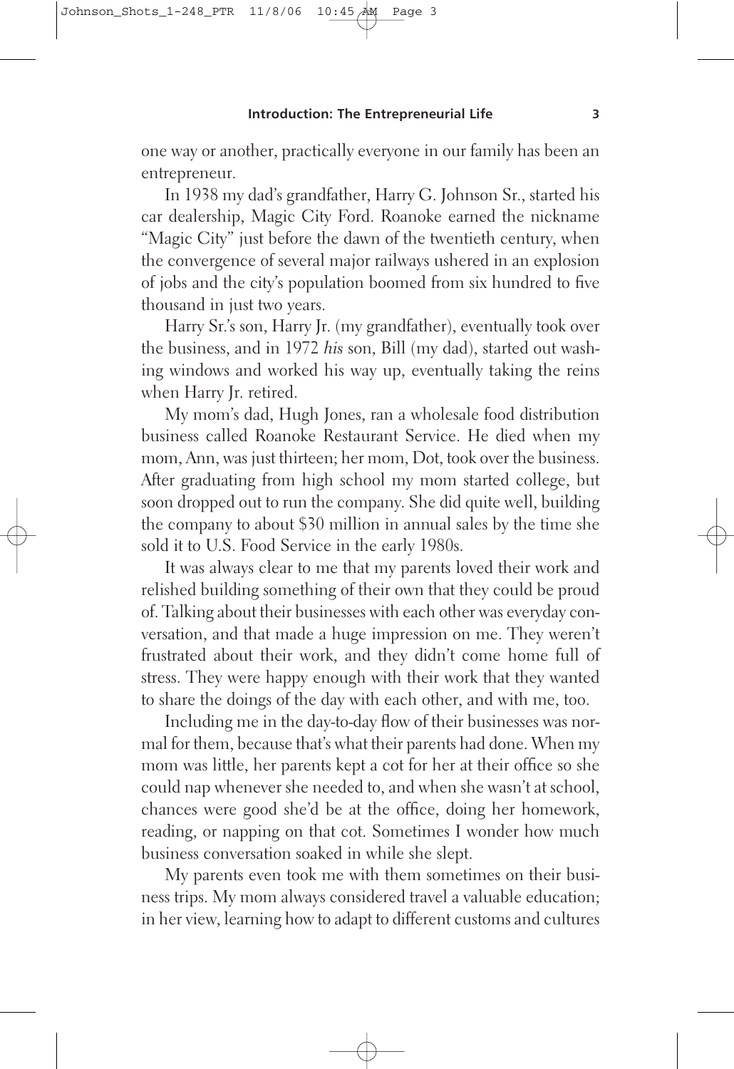one way or another, practically everyone in our family has been an entrepreneur.

In 1938 my dad's grandfather, Harry G. Johnson Sr., started his car dealership, Magic City Ford. Roanoke earned the nickname "Magic City" just before the dawn of the twentieth century, when the convergence of several major railways ushered in an explosion of jobs and the city's population boomed from six hundred to five thousand in just two years.

Harry Sr.'s son, Harry Jr. (my grandfather), eventually took over the business, and in 1972 *his* son, Bill (my dad), started out washing windows and worked his way up, eventually taking the reins when Harry Jr. retired.

My mom's dad, Hugh Jones, ran a wholesale food distribution business called Roanoke Restaurant Service. He died when my mom, Ann, was just thirteen; her mom, Dot, took over the business. After graduating from high school my mom started college, but soon dropped out to run the company. She did quite well, building the company to about $30 million in annual sales by the time she sold it to U.S. Food Service in the early 1980s.

It was always clear to me that my parents loved their work and relished building something of their own that they could be proud of. Talking about their businesses with each other was everyday conversation, and that made a huge impression on me. They weren't frustrated about their work, and they didn't come home full of stress. They were happy enough with their work that they wanted to share the doings of the day with each other, and with me, too.

Including me in the day-to-day flow of their businesses was normal for them, because that's what their parents had done. When my mom was little, her parents kept a cot for her at their office so she could nap whenever she needed to, and when she wasn't at school, chances were good she'd be at the office, doing her homework, reading, or napping on that cot. Sometimes I wonder how much business conversation soaked in while she slept.

My parents even took me with them sometimes on their business trips. My mom always considered travel a valuable education; in her view, learning how to adapt to different customs and cultures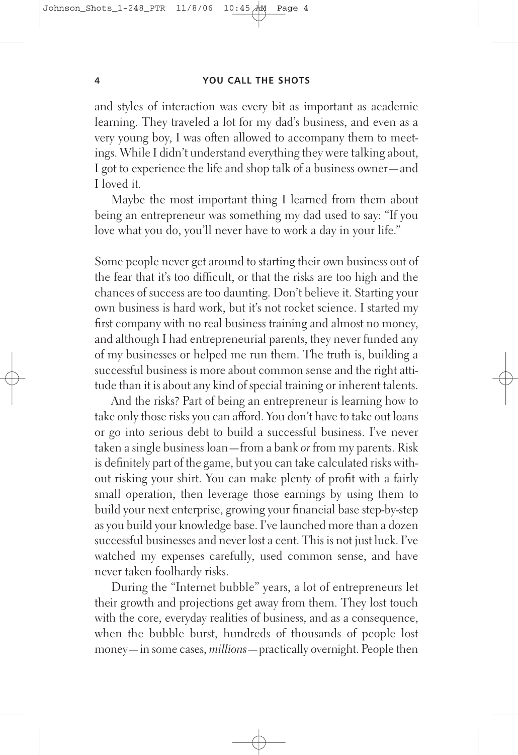and styles of interaction was every bit as important as academic learning. They traveled a lot for my dad's business, and even as a very young boy, I was often allowed to accompany them to meetings. While I didn't understand everything they were talking about, I got to experience the life and shop talk of a business owner—and I loved it.

Maybe the most important thing I learned from them about being an entrepreneur was something my dad used to say: "If you love what you do, you'll never have to work a day in your life."

Some people never get around to starting their own business out of the fear that it's too difficult, or that the risks are too high and the chances of success are too daunting. Don't believe it. Starting your own business is hard work, but it's not rocket science. I started my first company with no real business training and almost no money, and although I had entrepreneurial parents, they never funded any of my businesses or helped me run them. The truth is, building a successful business is more about common sense and the right attitude than it is about any kind of special training or inherent talents.

And the risks? Part of being an entrepreneur is learning how to take only those risks you can afford. You don't have to take out loans or go into serious debt to build a successful business. I've never taken a single business loan—from a bank *or* from my parents. Risk is definitely part of the game, but you can take calculated risks without risking your shirt. You can make plenty of profit with a fairly small operation, then leverage those earnings by using them to build your next enterprise, growing your financial base step-by-step as you build your knowledge base. I've launched more than a dozen successful businesses and never lost a cent. This is not just luck. I've watched my expenses carefully, used common sense, and have never taken foolhardy risks.

During the "Internet bubble" years, a lot of entrepreneurs let their growth and projections get away from them. They lost touch with the core, everyday realities of business, and as a consequence, when the bubble burst, hundreds of thousands of people lost money—in some cases, *millions*—practically overnight. People then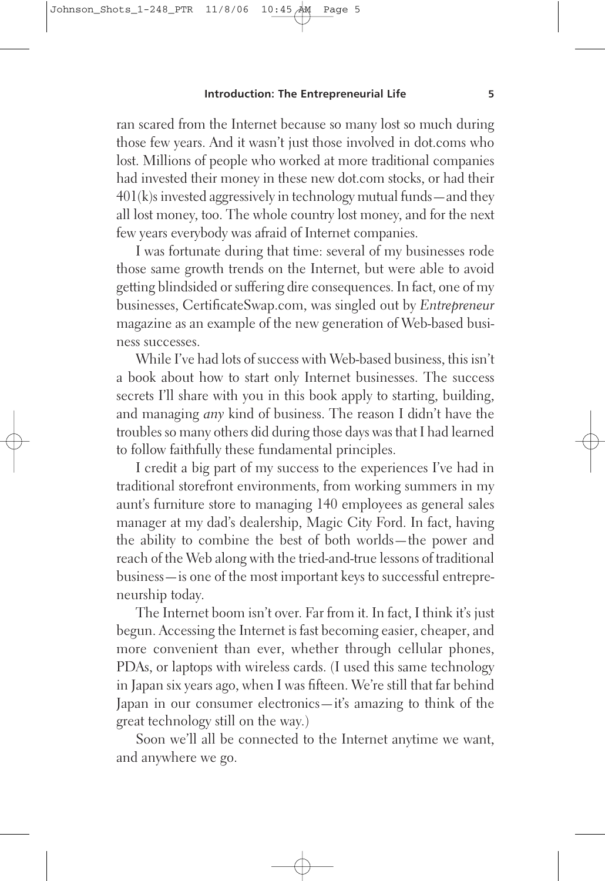ran scared from the Internet because so many lost so much during those few years. And it wasn't just those involved in dot.coms who lost. Millions of people who worked at more traditional companies had invested their money in these new dot.com stocks, or had their 401(k)s invested aggressively in technology mutual funds—and they all lost money, too. The whole country lost money, and for the next few years everybody was afraid of Internet companies.

I was fortunate during that time: several of my businesses rode those same growth trends on the Internet, but were able to avoid getting blindsided or suffering dire consequences. In fact, one of my businesses, CertificateSwap.com, was singled out by *Entrepreneur* magazine as an example of the new generation of Web-based business successes.

While I've had lots of success with Web-based business, this isn't a book about how to start only Internet businesses. The success secrets I'll share with you in this book apply to starting, building, and managing *any* kind of business. The reason I didn't have the troubles so many others did during those days was that I had learned to follow faithfully these fundamental principles.

I credit a big part of my success to the experiences I've had in traditional storefront environments, from working summers in my aunt's furniture store to managing 140 employees as general sales manager at my dad's dealership, Magic City Ford. In fact, having the ability to combine the best of both worlds—the power and reach of the Web along with the tried-and-true lessons of traditional business—is one of the most important keys to successful entrepreneurship today.

The Internet boom isn't over. Far from it. In fact, I think it's just begun. Accessing the Internet is fast becoming easier, cheaper, and more convenient than ever, whether through cellular phones, PDAs, or laptops with wireless cards. (I used this same technology in Japan six years ago, when I was fifteen. We're still that far behind Japan in our consumer electronics—it's amazing to think of the great technology still on the way.)

Soon we'll all be connected to the Internet anytime we want, and anywhere we go.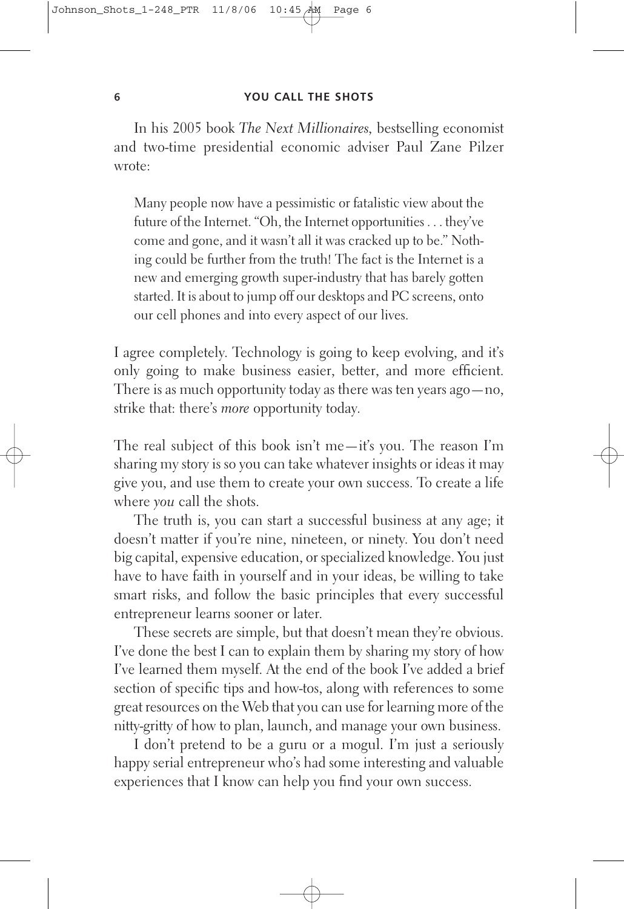In his 2005 book *The Next Millionaires*, bestselling economist and two-time presidential economic adviser Paul Zane Pilzer wrote:

> Many people now have a pessimistic or fatalistic view about the future of the Internet. "Oh, the Internet opportunities . . . they've come and gone, and it wasn't all it was cracked up to be." Nothing could be further from the truth! The fact is the Internet is a new and emerging growth super-industry that has barely gotten started. It is about to jump off our desktops and PC screens, onto our cell phones and into every aspect of our lives.

I agree completely. Technology is going to keep evolving, and it's only going to make business easier, better, and more efficient. There is as much opportunity today as there was ten years ago—no, strike that: there's *more* opportunity today.

The real subject of this book isn't me—it's you. The reason I'm sharing my story is so you can take whatever insights or ideas it may give you, and use them to create your own success. To create a life where *you* call the shots.

The truth is, you can start a successful business at any age; it doesn't matter if you're nine, nineteen, or ninety. You don't need big capital, expensive education, or specialized knowledge. You just have to have faith in yourself and in your ideas, be willing to take smart risks, and follow the basic principles that every successful entrepreneur learns sooner or later.

These secrets are simple, but that doesn't mean they're obvious. I've done the best I can to explain them by sharing my story of how I've learned them myself. At the end of the book I've added a brief section of specific tips and how-tos, along with references to some great resources on the Web that you can use for learning more of the nitty-gritty of how to plan, launch, and manage your own business.

I don't pretend to be a guru or a mogul. I'm just a seriously happy serial entrepreneur who's had some interesting and valuable experiences that I know can help you find your own success.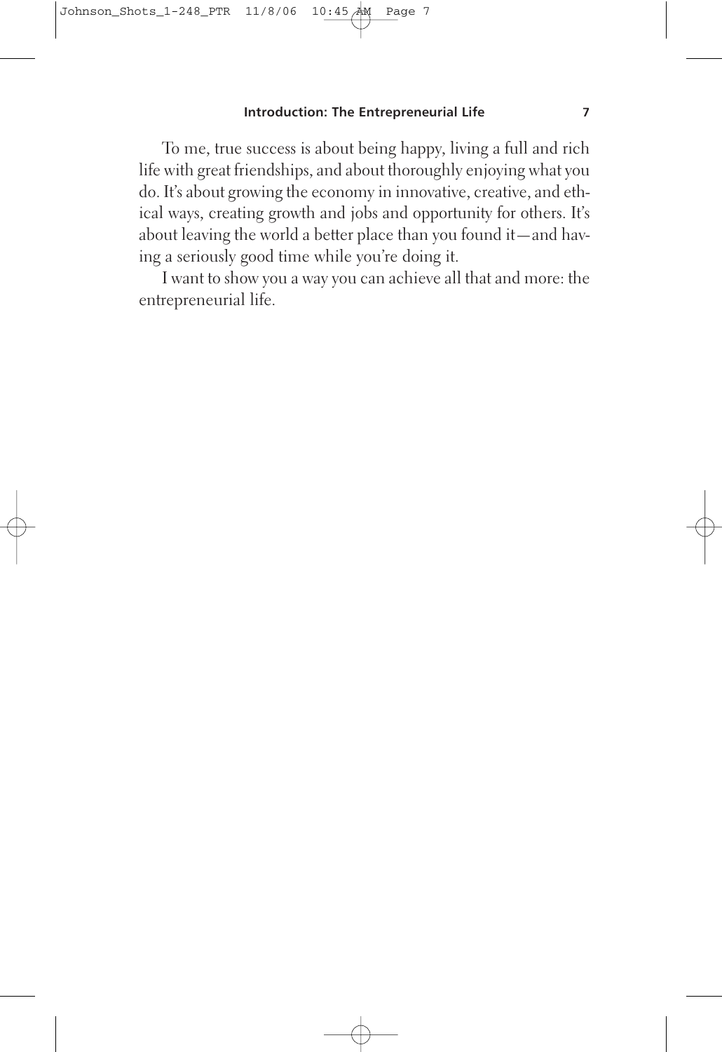To me, true success is about being happy, living a full and rich life with great friendships, and about thoroughly enjoying what you do. It's about growing the economy in innovative, creative, and ethical ways, creating growth and jobs and opportunity for others. It's about leaving the world a better place than you found it—and having a seriously good time while you're doing it.

I want to show you a way you can achieve all that and more: the entrepreneurial life.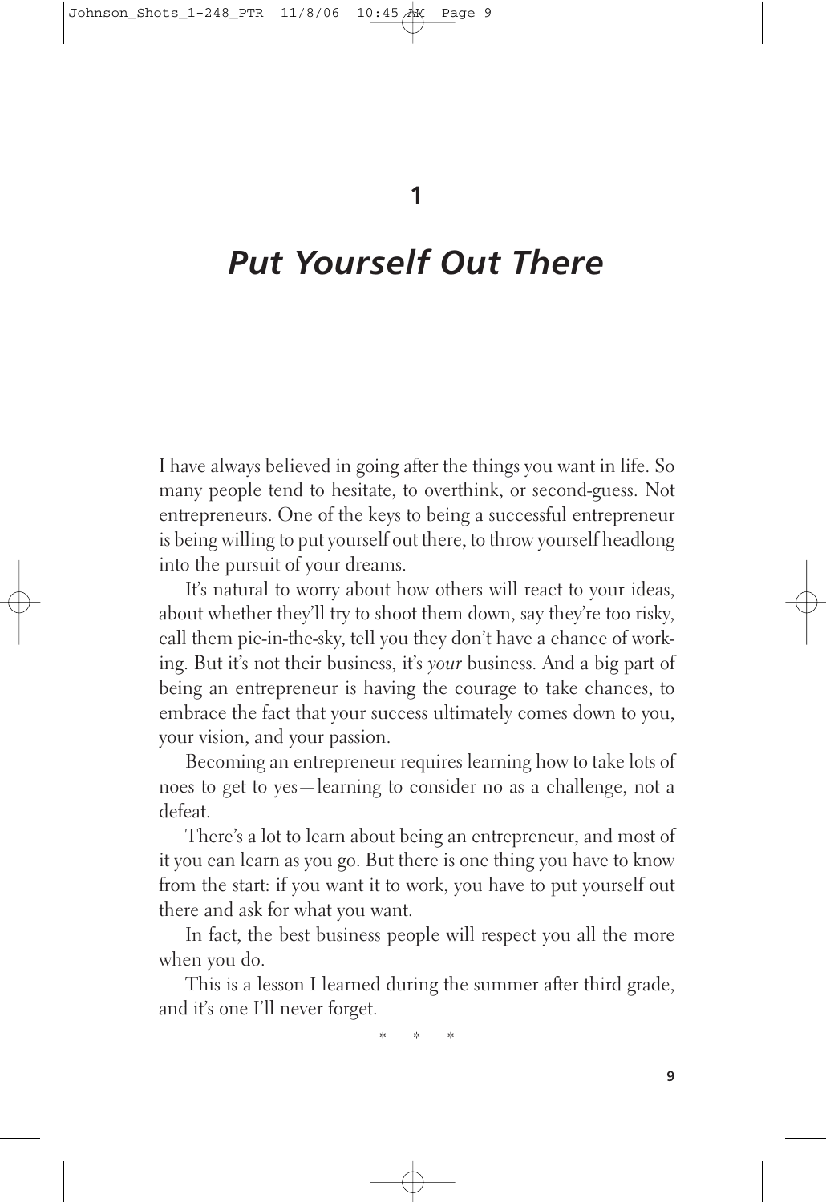# 1

# *Put Yourself Out There*

I have always believed in going after the things you want in life. So many people tend to hesitate, to overthink, or second-guess. Not entrepreneurs. One of the keys to being a successful entrepreneur is being willing to put yourself out there, to throw yourself headlong into the pursuit of your dreams.

It's natural to worry about how others will react to your ideas, about whether they'll try to shoot them down, say they're too risky, call them pie-in-the-sky, tell you they don't have a chance of working. But it's not their business, it's *your* business. And a big part of being an entrepreneur is having the courage to take chances, to embrace the fact that your success ultimately comes down to you, your vision, and your passion.

Becoming an entrepreneur requires learning how to take lots of noes to get to yes—learning to consider no as a challenge, not a defeat.

There's a lot to learn about being an entrepreneur, and most of it you can learn as you go. But there is one thing you have to know from the start: if you want it to work, you have to put yourself out there and ask for what you want.

In fact, the best business people will respect you all the more when you do.

This is a lesson I learned during the summer after third grade, and it's one I'll never forget.

\* \* \*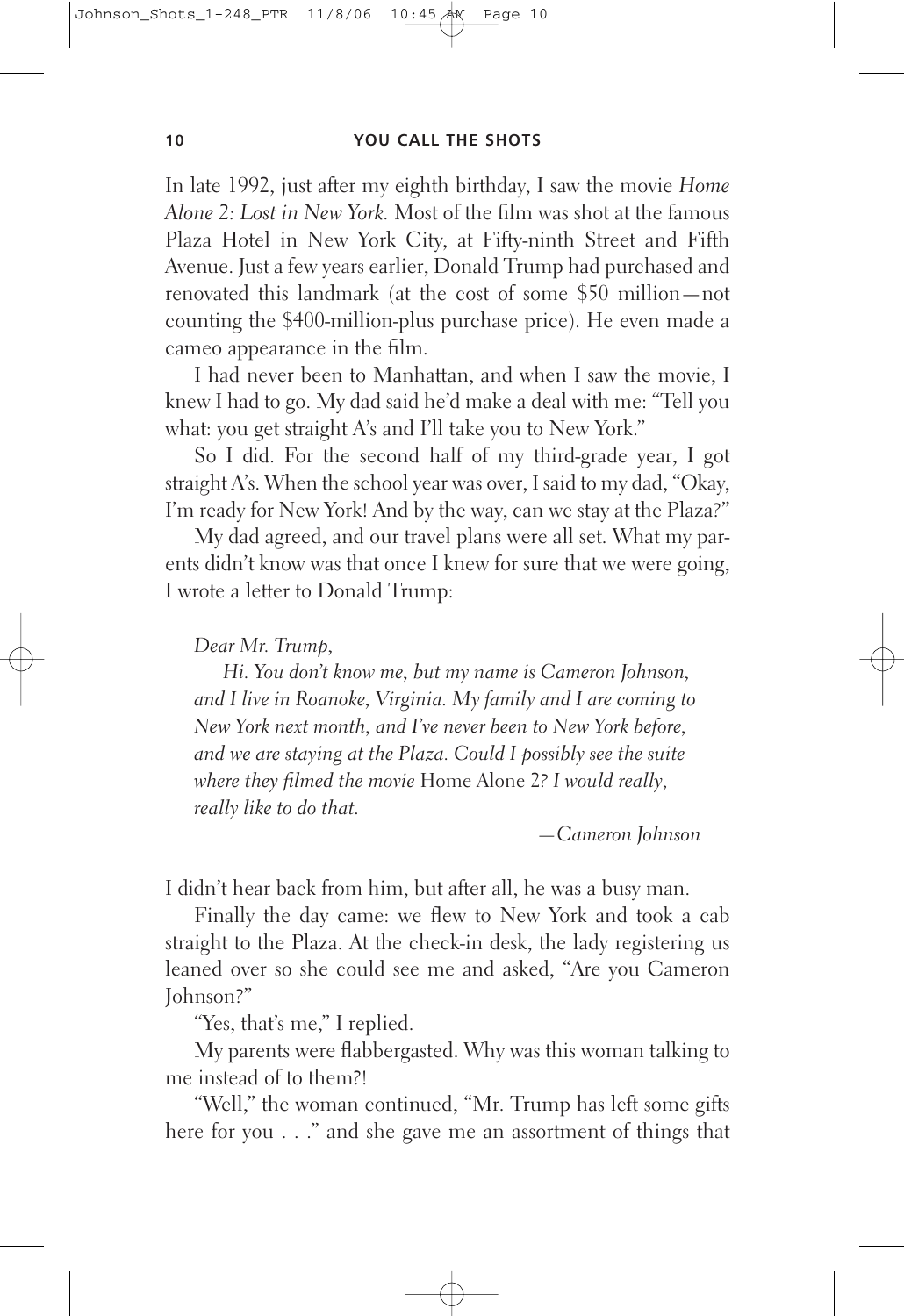In late 1992, just after my eighth birthday, I saw the movie *Home Alone 2: Lost in New York.* Most of the film was shot at the famous Plaza Hotel in New York City, at Fifty-ninth Street and Fifth Avenue. Just a few years earlier, Donald Trump had purchased and renovated this landmark (at the cost of some $50 million—not counting the $400-million-plus purchase price). He even made a cameo appearance in the film.

I had never been to Manhattan, and when I saw the movie, I knew I had to go. My dad said he'd make a deal with me: "Tell you what: you get straight A's and I'll take you to New York."

So I did. For the second half of my third-grade year, I got straight A's. When the school year was over, I said to my dad, "Okay, I'm ready for New York! And by the way, can we stay at the Plaza?"

My dad agreed, and our travel plans were all set. What my parents didn't know was that once I knew for sure that we were going, I wrote a letter to Donald Trump:

> *Dear Mr. Trump,*
>
> *Hi. You don't know me, but my name is Cameron Johnson, and I live in Roanoke, Virginia. My family and I are coming to New York next month, and I've never been to New York before, and we are staying at the Plaza. Could I possibly see the suite where they filmed the movie* Home Alone 2*? I would really, really like to do that.*
>
> *—Cameron Johnson*

I didn't hear back from him, but after all, he was a busy man.

Finally the day came: we flew to New York and took a cab straight to the Plaza. At the check-in desk, the lady registering us leaned over so she could see me and asked, "Are you Cameron Johnson?"

"Yes, that's me," I replied.

My parents were flabbergasted. Why was this woman talking to me instead of to them?!

"Well," the woman continued, "Mr. Trump has left some gifts here for you . . ." and she gave me an assortment of things that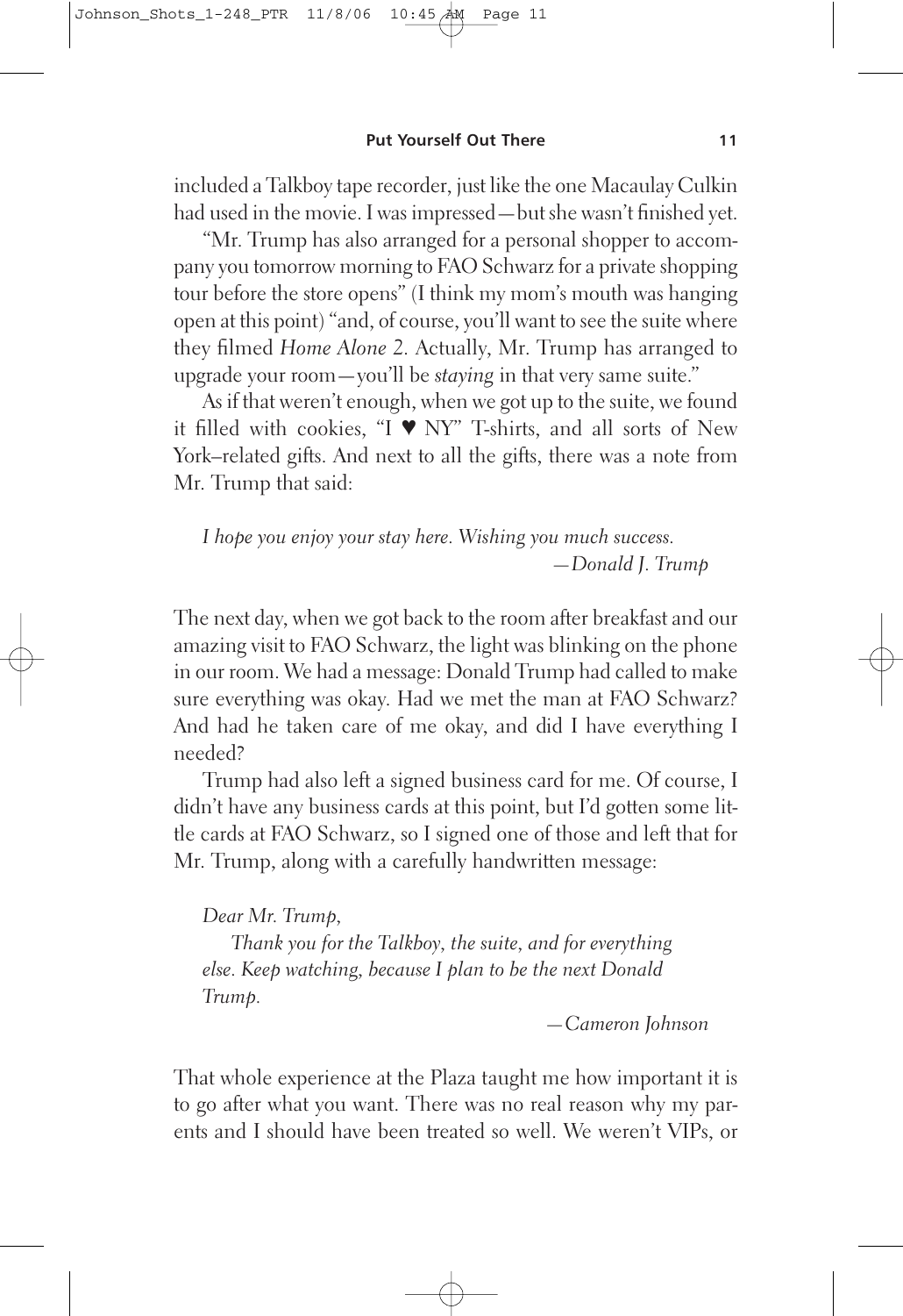included a Talkboy tape recorder, just like the one Macaulay Culkin had used in the movie. I was impressed—but she wasn't finished yet.

"Mr. Trump has also arranged for a personal shopper to accompany you tomorrow morning to FAO Schwarz for a private shopping tour before the store opens" (I think my mom's mouth was hanging open at this point) "and, of course, you'll want to see the suite where they filmed *Home Alone 2*. Actually, Mr. Trump has arranged to upgrade your room—you'll be *staying* in that very same suite."

As if that weren't enough, when we got up to the suite, we found it filled with cookies, "I ♥ NY" T-shirts, and all sorts of New York–related gifts. And next to all the gifts, there was a note from Mr. Trump that said:

> *I hope you enjoy your stay here. Wishing you much success.*
>
> *—Donald J. Trump*

The next day, when we got back to the room after breakfast and our amazing visit to FAO Schwarz, the light was blinking on the phone in our room. We had a message: Donald Trump had called to make sure everything was okay. Had we met the man at FAO Schwarz? And had he taken care of me okay, and did I have everything I needed?

Trump had also left a signed business card for me. Of course, I didn't have any business cards at this point, but I'd gotten some little cards at FAO Schwarz, so I signed one of those and left that for Mr. Trump, along with a carefully handwritten message:

> *Dear Mr. Trump,*
>
> *Thank you for the Talkboy, the suite, and for everything else. Keep watching, because I plan to be the next Donald Trump.*
>
> *—Cameron Johnson*

That whole experience at the Plaza taught me how important it is to go after what you want. There was no real reason why my parents and I should have been treated so well. We weren't VIPs, or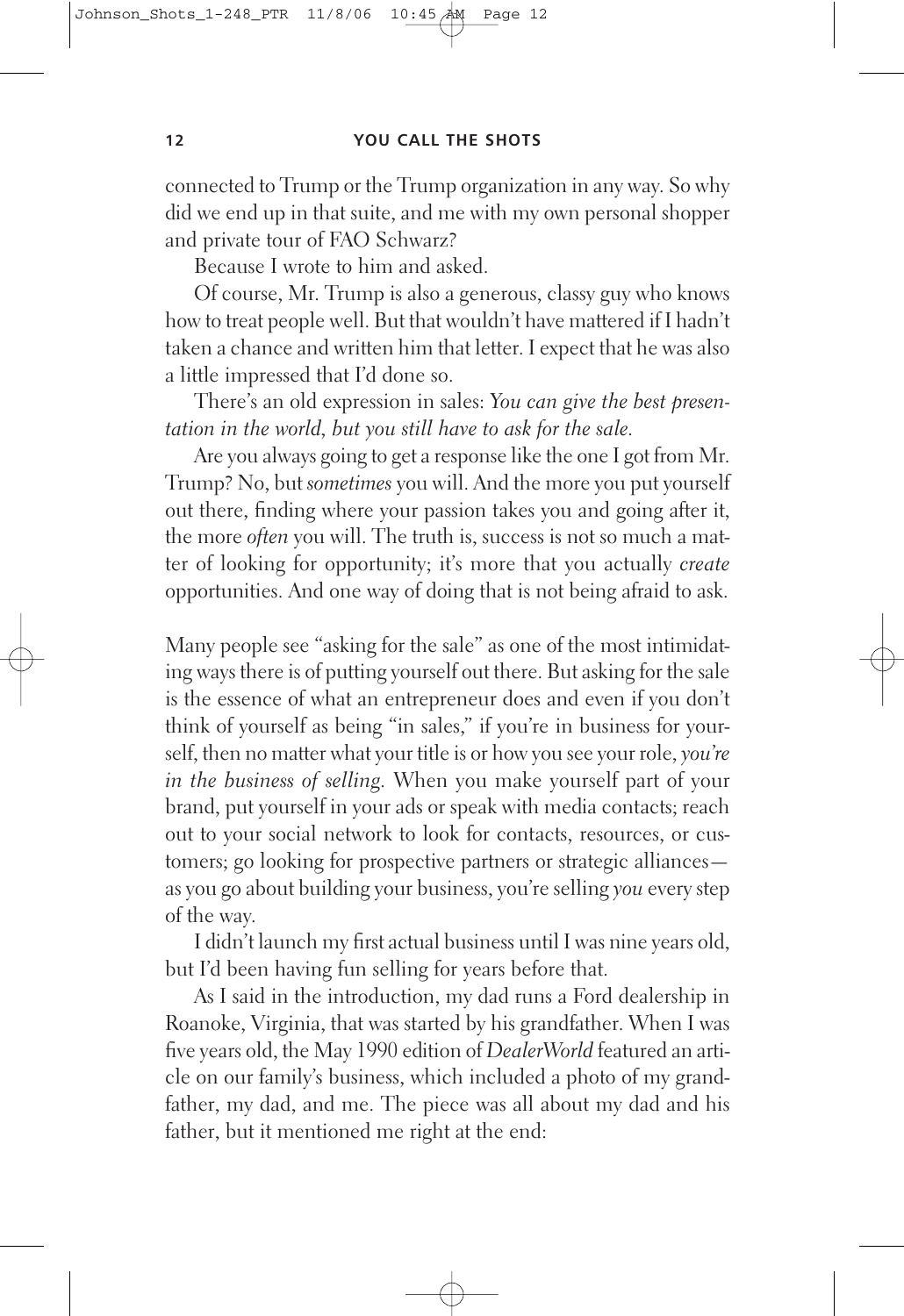connected to Trump or the Trump organization in any way. So why did we end up in that suite, and me with my own personal shopper and private tour of FAO Schwarz?

Because I wrote to him and asked.

Of course, Mr. Trump is also a generous, classy guy who knows how to treat people well. But that wouldn't have mattered if I hadn't taken a chance and written him that letter. I expect that he was also a little impressed that I'd done so.

There's an old expression in sales: *You can give the best presentation in the world, but you still have to ask for the sale.*

Are you always going to get a response like the one I got from Mr. Trump? No, but *sometimes* you will. And the more you put yourself out there, finding where your passion takes you and going after it, the more *often* you will. The truth is, success is not so much a matter of looking for opportunity; it's more that you actually *create* opportunities. And one way of doing that is not being afraid to ask.

Many people see "asking for the sale" as one of the most intimidating ways there is of putting yourself out there. But asking for the sale is the essence of what an entrepreneur does and even if you don't think of yourself as being "in sales," if you're in business for yourself, then no matter what your title is or how you see your role, *you're in the business of selling.* When you make yourself part of your brand, put yourself in your ads or speak with media contacts; reach out to your social network to look for contacts, resources, or customers; go looking for prospective partners or strategic alliances—as you go about building your business, you're selling *you* every step of the way.

I didn't launch my first actual business until I was nine years old, but I'd been having fun selling for years before that.

As I said in the introduction, my dad runs a Ford dealership in Roanoke, Virginia, that was started by his grandfather. When I was five years old, the May 1990 edition of *DealerWorld* featured an article on our family's business, which included a photo of my grandfather, my dad, and me. The piece was all about my dad and his father, but it mentioned me right at the end: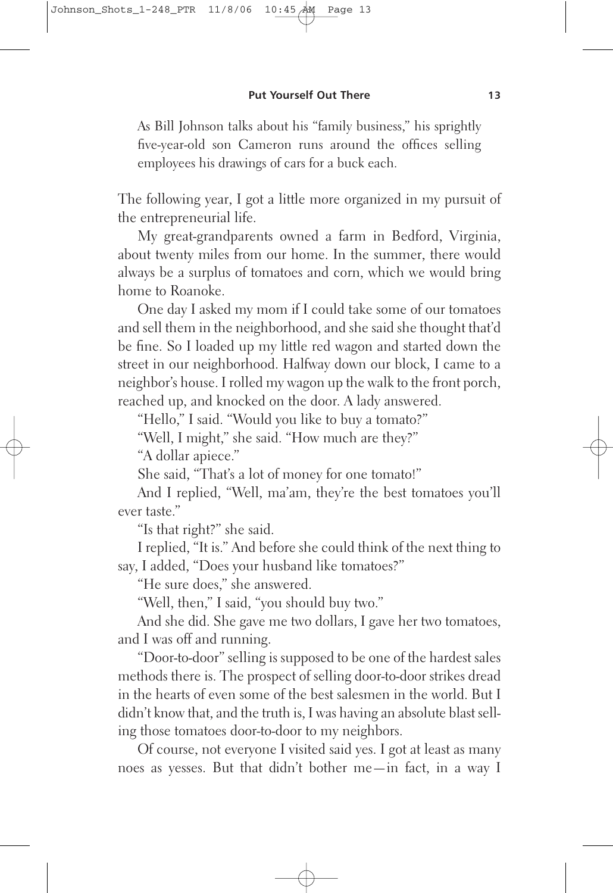As Bill Johnson talks about his "family business," his sprightly five-year-old son Cameron runs around the offices selling employees his drawings of cars for a buck each.

The following year, I got a little more organized in my pursuit of the entrepreneurial life.

My great-grandparents owned a farm in Bedford, Virginia, about twenty miles from our home. In the summer, there would always be a surplus of tomatoes and corn, which we would bring home to Roanoke.

One day I asked my mom if I could take some of our tomatoes and sell them in the neighborhood, and she said she thought that'd be fine. So I loaded up my little red wagon and started down the street in our neighborhood. Halfway down our block, I came to a neighbor's house. I rolled my wagon up the walk to the front porch, reached up, and knocked on the door. A lady answered.

"Hello," I said. "Would you like to buy a tomato?"

"Well, I might," she said. "How much are they?"

"A dollar apiece."

She said, "That's a lot of money for one tomato!"

And I replied, "Well, ma'am, they're the best tomatoes you'll ever taste."

"Is that right?" she said.

I replied, "It is." And before she could think of the next thing to say, I added, "Does your husband like tomatoes?"

"He sure does," she answered.

"Well, then," I said, "you should buy two."

And she did. She gave me two dollars, I gave her two tomatoes, and I was off and running.

"Door-to-door" selling is supposed to be one of the hardest sales methods there is. The prospect of selling door-to-door strikes dread in the hearts of even some of the best salesmen in the world. But I didn't know that, and the truth is, I was having an absolute blast selling those tomatoes door-to-door to my neighbors.

Of course, not everyone I visited said yes. I got at least as many noes as yesses. But that didn't bother me—in fact, in a way I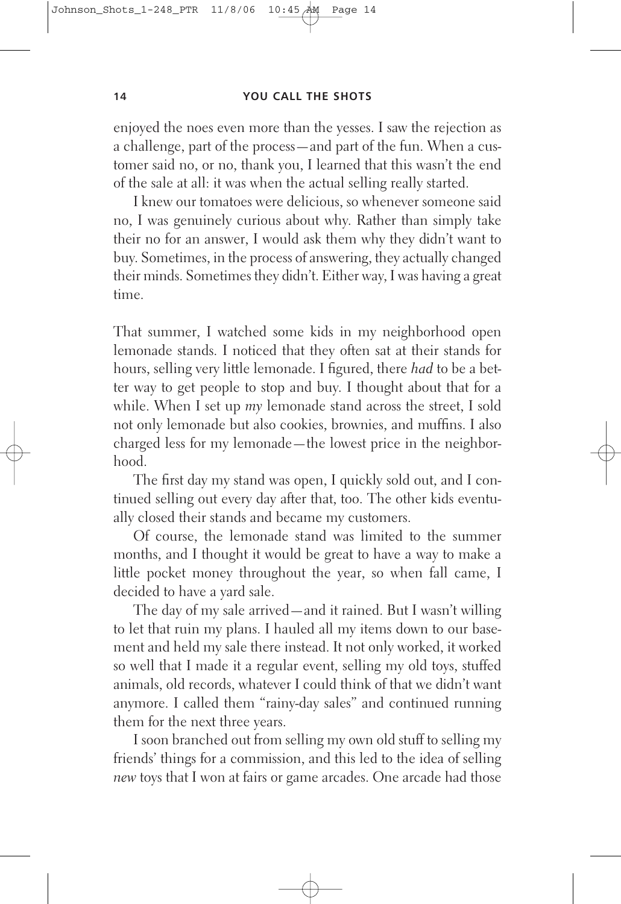enjoyed the noes even more than the yesses. I saw the rejection as a challenge, part of the process—and part of the fun. When a customer said no, or no, thank you, I learned that this wasn't the end of the sale at all: it was when the actual selling really started.

I knew our tomatoes were delicious, so whenever someone said no, I was genuinely curious about why. Rather than simply take their no for an answer, I would ask them why they didn't want to buy. Sometimes, in the process of answering, they actually changed their minds. Sometimes they didn't. Either way, I was having a great time.

That summer, I watched some kids in my neighborhood open lemonade stands. I noticed that they often sat at their stands for hours, selling very little lemonade. I figured, there *had* to be a better way to get people to stop and buy. I thought about that for a while. When I set up *my* lemonade stand across the street, I sold not only lemonade but also cookies, brownies, and muffins. I also charged less for my lemonade—the lowest price in the neighborhood.

The first day my stand was open, I quickly sold out, and I continued selling out every day after that, too. The other kids eventually closed their stands and became my customers.

Of course, the lemonade stand was limited to the summer months, and I thought it would be great to have a way to make a little pocket money throughout the year, so when fall came, I decided to have a yard sale.

The day of my sale arrived—and it rained. But I wasn't willing to let that ruin my plans. I hauled all my items down to our basement and held my sale there instead. It not only worked, it worked so well that I made it a regular event, selling my old toys, stuffed animals, old records, whatever I could think of that we didn't want anymore. I called them "rainy-day sales" and continued running them for the next three years.

I soon branched out from selling my own old stuff to selling my friends' things for a commission, and this led to the idea of selling *new* toys that I won at fairs or game arcades. One arcade had those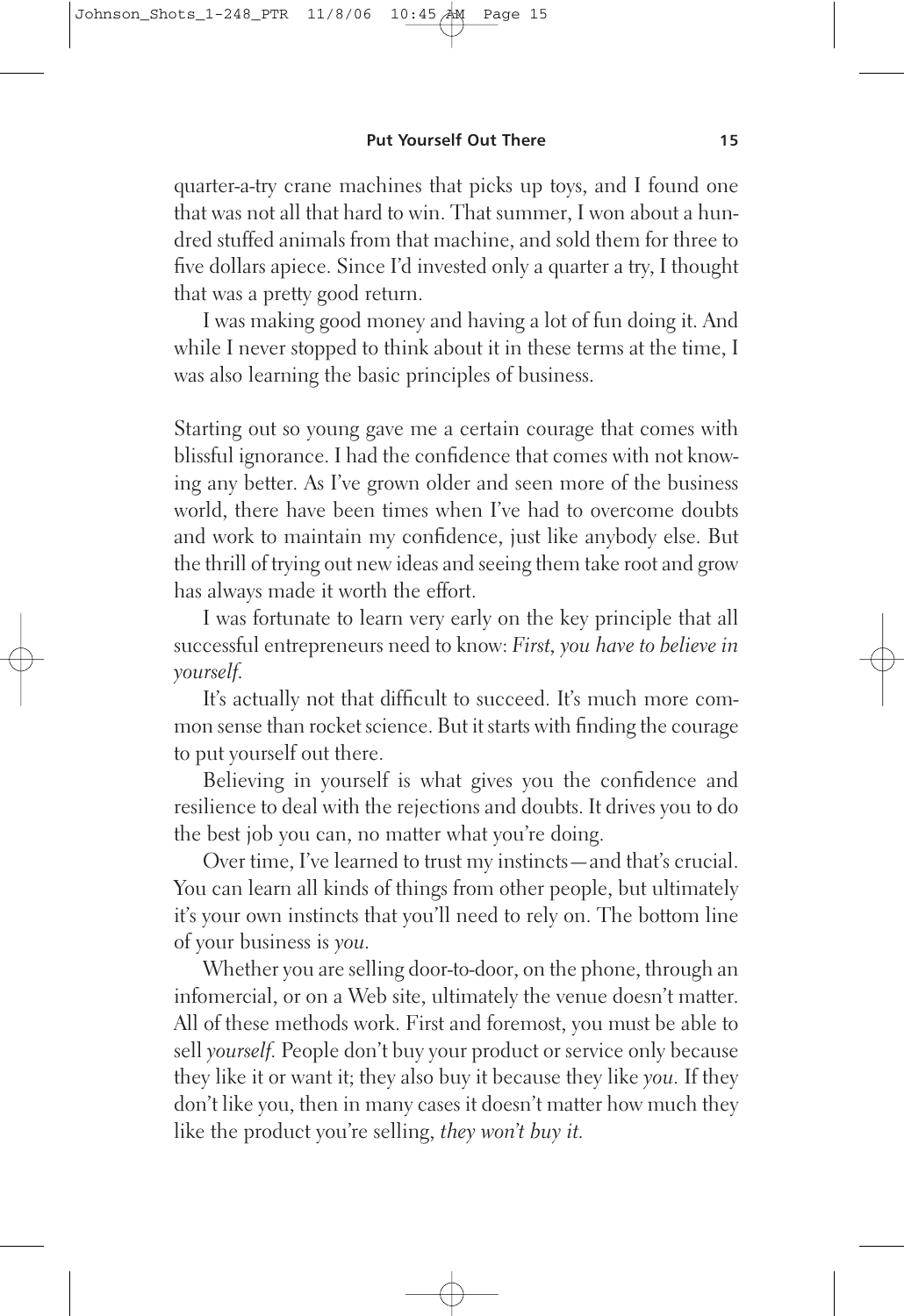quarter-a-try crane machines that picks up toys, and I found one that was not all that hard to win. That summer, I won about a hundred stuffed animals from that machine, and sold them for three to five dollars apiece. Since I'd invested only a quarter a try, I thought that was a pretty good return.

I was making good money and having a lot of fun doing it. And while I never stopped to think about it in these terms at the time, I was also learning the basic principles of business.

Starting out so young gave me a certain courage that comes with blissful ignorance. I had the confidence that comes with not knowing any better. As I've grown older and seen more of the business world, there have been times when I've had to overcome doubts and work to maintain my confidence, just like anybody else. But the thrill of trying out new ideas and seeing them take root and grow has always made it worth the effort.

I was fortunate to learn very early on the key principle that all successful entrepreneurs need to know: *First, you have to believe in yourself.*

It's actually not that difficult to succeed. It's much more common sense than rocket science. But it starts with finding the courage to put yourself out there.

Believing in yourself is what gives you the confidence and resilience to deal with the rejections and doubts. It drives you to do the best job you can, no matter what you're doing.

Over time, I've learned to trust my instincts—and that's crucial. You can learn all kinds of things from other people, but ultimately it's your own instincts that you'll need to rely on. The bottom line of your business is *you.*

Whether you are selling door-to-door, on the phone, through an infomercial, or on a Web site, ultimately the venue doesn't matter. All of these methods work. First and foremost, you must be able to sell *yourself.* People don't buy your product or service only because they like it or want it; they also buy it because they like *you.* If they don't like you, then in many cases it doesn't matter how much they like the product you're selling, *they won't buy it.*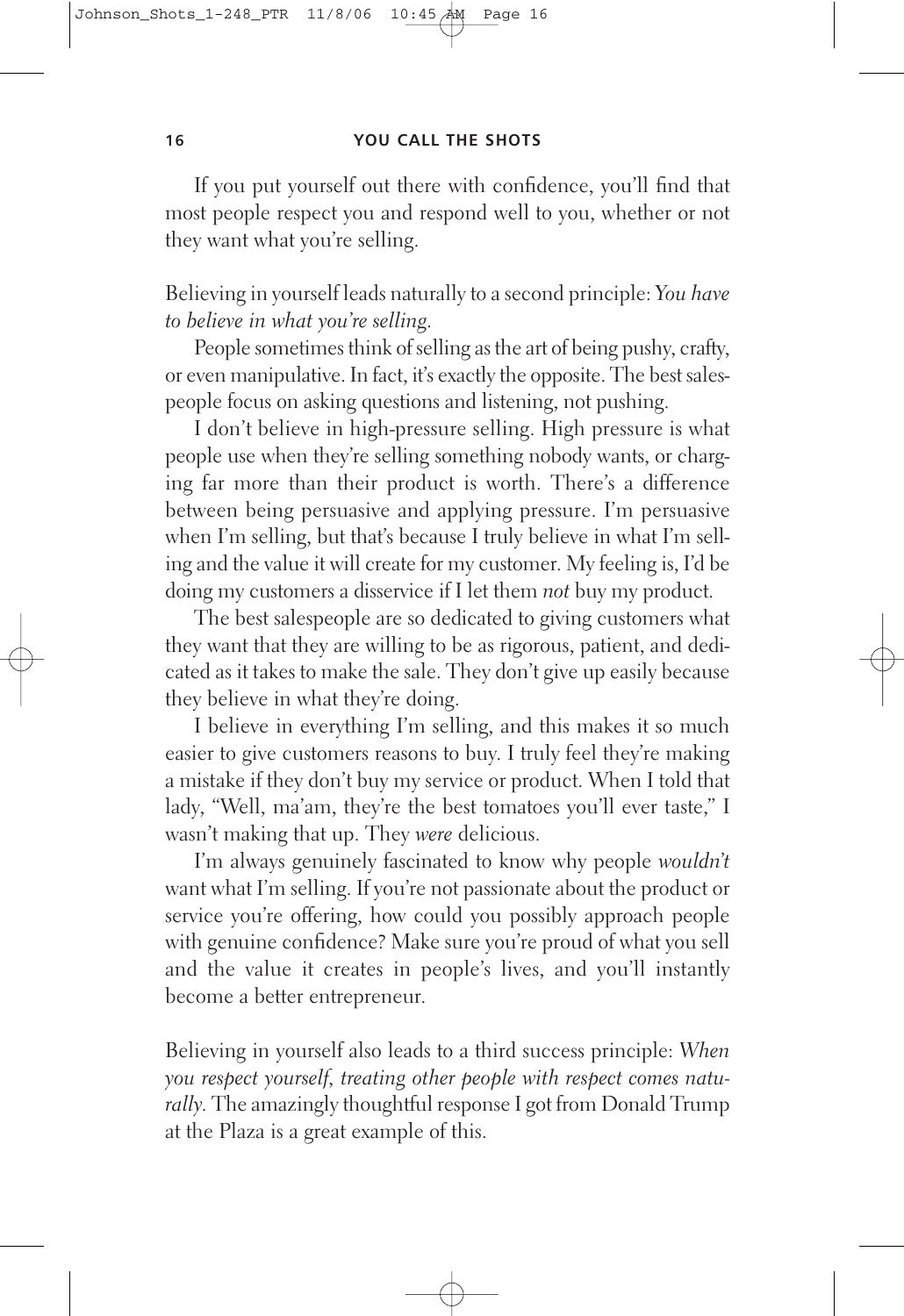If you put yourself out there with confidence, you'll find that most people respect you and respond well to you, whether or not they want what you're selling.

Believing in yourself leads naturally to a second principle: *You have to believe in what you're selling.*

People sometimes think of selling as the art of being pushy, crafty, or even manipulative. In fact, it's exactly the opposite. The best salespeople focus on asking questions and listening, not pushing.

I don't believe in high-pressure selling. High pressure is what people use when they're selling something nobody wants, or charging far more than their product is worth. There's a difference between being persuasive and applying pressure. I'm persuasive when I'm selling, but that's because I truly believe in what I'm selling and the value it will create for my customer. My feeling is, I'd be doing my customers a disservice if I let them *not* buy my product.

The best salespeople are so dedicated to giving customers what they want that they are willing to be as rigorous, patient, and dedicated as it takes to make the sale. They don't give up easily because they believe in what they're doing.

I believe in everything I'm selling, and this makes it so much easier to give customers reasons to buy. I truly feel they're making a mistake if they don't buy my service or product. When I told that lady, "Well, ma'am, they're the best tomatoes you'll ever taste," I wasn't making that up. They *were* delicious.

I'm always genuinely fascinated to know why people *wouldn't* want what I'm selling. If you're not passionate about the product or service you're offering, how could you possibly approach people with genuine confidence? Make sure you're proud of what you sell and the value it creates in people's lives, and you'll instantly become a better entrepreneur.

Believing in yourself also leads to a third success principle: *When you respect yourself, treating other people with respect comes naturally.* The amazingly thoughtful response I got from Donald Trump at the Plaza is a great example of this.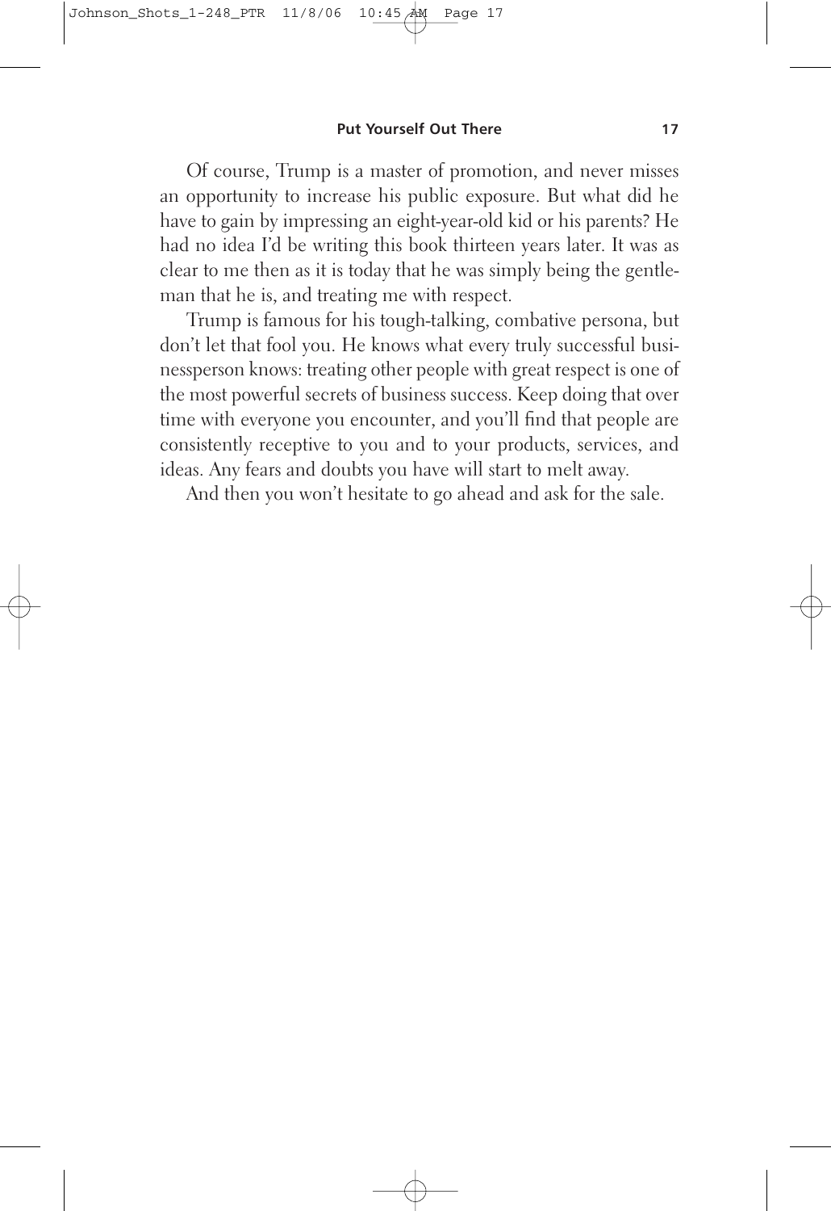Of course, Trump is a master of promotion, and never misses an opportunity to increase his public exposure. But what did he have to gain by impressing an eight-year-old kid or his parents? He had no idea I'd be writing this book thirteen years later. It was as clear to me then as it is today that he was simply being the gentleman that he is, and treating me with respect.

Trump is famous for his tough-talking, combative persona, but don't let that fool you. He knows what every truly successful businessperson knows: treating other people with great respect is one of the most powerful secrets of business success. Keep doing that over time with everyone you encounter, and you'll find that people are consistently receptive to you and to your products, services, and ideas. Any fears and doubts you have will start to melt away.

And then you won't hesitate to go ahead and ask for the sale.